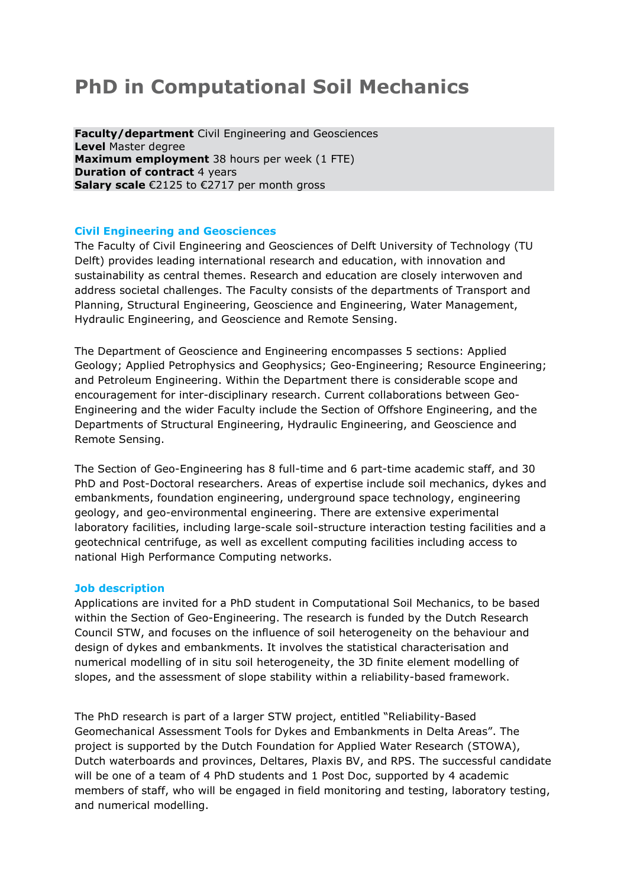# PhD in Computational Soil Mechanics

**Faculty/department** Civil Engineering and Geosciences
**Level** Master degree
**Maximum employment** 38 hours per week (1 FTE)
**Duration of contract** 4 years
**Salary scale** €2125 to €2717 per month gross

## Civil Engineering and Geosciences

The Faculty of Civil Engineering and Geosciences of Delft University of Technology (TU Delft) provides leading international research and education, with innovation and sustainability as central themes. Research and education are closely interwoven and address societal challenges. The Faculty consists of the departments of Transport and Planning, Structural Engineering, Geoscience and Engineering, Water Management, Hydraulic Engineering, and Geoscience and Remote Sensing.

The Department of Geoscience and Engineering encompasses 5 sections: Applied Geology; Applied Petrophysics and Geophysics; Geo-Engineering; Resource Engineering; and Petroleum Engineering. Within the Department there is considerable scope and encouragement for inter-disciplinary research. Current collaborations between Geo-Engineering and the wider Faculty include the Section of Offshore Engineering, and the Departments of Structural Engineering, Hydraulic Engineering, and Geoscience and Remote Sensing.

The Section of Geo-Engineering has 8 full-time and 6 part-time academic staff, and 30 PhD and Post-Doctoral researchers. Areas of expertise include soil mechanics, dykes and embankments, foundation engineering, underground space technology, engineering geology, and geo-environmental engineering. There are extensive experimental laboratory facilities, including large-scale soil-structure interaction testing facilities and a geotechnical centrifuge, as well as excellent computing facilities including access to national High Performance Computing networks.

## Job description

Applications are invited for a PhD student in Computational Soil Mechanics, to be based within the Section of Geo-Engineering. The research is funded by the Dutch Research Council STW, and focuses on the influence of soil heterogeneity on the behaviour and design of dykes and embankments. It involves the statistical characterisation and numerical modelling of in situ soil heterogeneity, the 3D finite element modelling of slopes, and the assessment of slope stability within a reliability-based framework.

The PhD research is part of a larger STW project, entitled "Reliability-Based Geomechanical Assessment Tools for Dykes and Embankments in Delta Areas". The project is supported by the Dutch Foundation for Applied Water Research (STOWA), Dutch waterboards and provinces, Deltares, Plaxis BV, and RPS. The successful candidate will be one of a team of 4 PhD students and 1 Post Doc, supported by 4 academic members of staff, who will be engaged in field monitoring and testing, laboratory testing, and numerical modelling.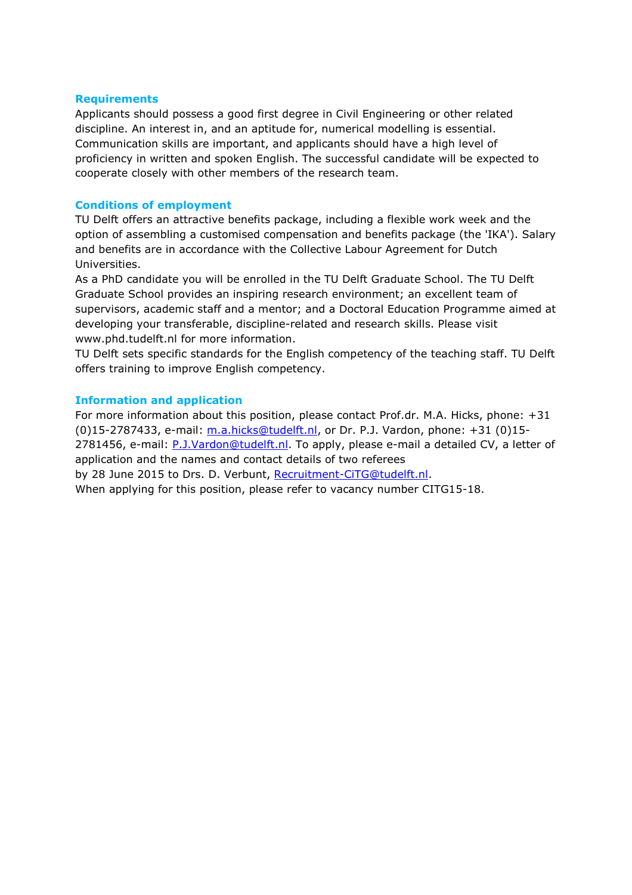### Requirements

Applicants should possess a good first degree in Civil Engineering or other related discipline. An interest in, and an aptitude for, numerical modelling is essential. Communication skills are important, and applicants should have a high level of proficiency in written and spoken English. The successful candidate will be expected to cooperate closely with other members of the research team.

### Conditions of employment

TU Delft offers an attractive benefits package, including a flexible work week and the option of assembling a customised compensation and benefits package (the 'IKA'). Salary and benefits are in accordance with the Collective Labour Agreement for Dutch Universities.

As a PhD candidate you will be enrolled in the TU Delft Graduate School. The TU Delft Graduate School provides an inspiring research environment; an excellent team of supervisors, academic staff and a mentor; and a Doctoral Education Programme aimed at developing your transferable, discipline-related and research skills. Please visit www.phd.tudelft.nl for more information.

TU Delft sets specific standards for the English competency of the teaching staff. TU Delft offers training to improve English competency.

### Information and application

For more information about this position, please contact Prof.dr. M.A. Hicks, phone: +31 (0)15-2787433, e-mail: m.a.hicks@tudelft.nl, or Dr. P.J. Vardon, phone: +31 (0)15-2781456, e-mail: P.J.Vardon@tudelft.nl. To apply, please e-mail a detailed CV, a letter of application and the names and contact details of two referees by 28 June 2015 to Drs. D. Verbunt, Recruitment-CiTG@tudelft.nl.

When applying for this position, please refer to vacancy number CITG15-18.